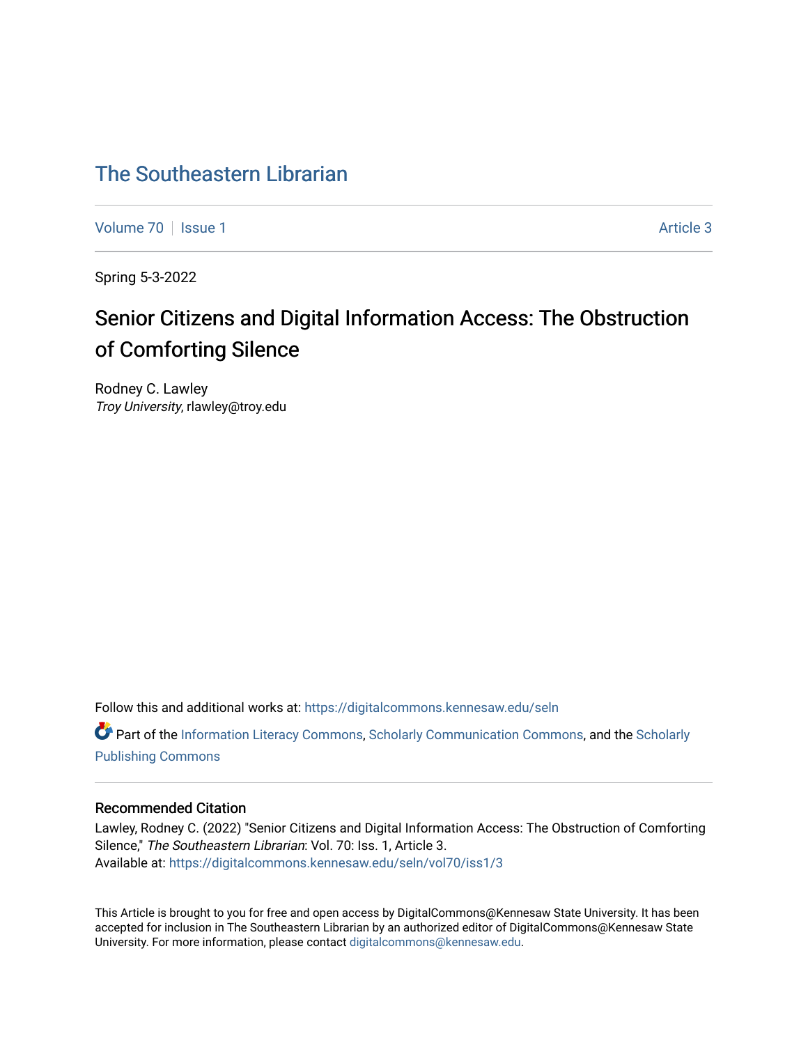# The Southeastern Librarian

Volume 70 | Issue 1 | Article 3

Spring 5-3-2022

## Senior Citizens and Digital Information Access: The Obstruction of Comforting Silence

Rodney C. Lawley
*Troy University*, rlawley@troy.edu

Follow this and additional works at: https://digitalcommons.kennesaw.edu/seln

Part of the Information Literacy Commons, Scholarly Communication Commons, and the Scholarly Publishing Commons

### Recommended Citation

Lawley, Rodney C. (2022) "Senior Citizens and Digital Information Access: The Obstruction of Comforting Silence," *The Southeastern Librarian*: Vol. 70: Iss. 1, Article 3.
Available at: https://digitalcommons.kennesaw.edu/seln/vol70/iss1/3

This Article is brought to you for free and open access by DigitalCommons@Kennesaw State University. It has been accepted for inclusion in The Southeastern Librarian by an authorized editor of DigitalCommons@Kennesaw State University. For more information, please contact digitalcommons@kennesaw.edu.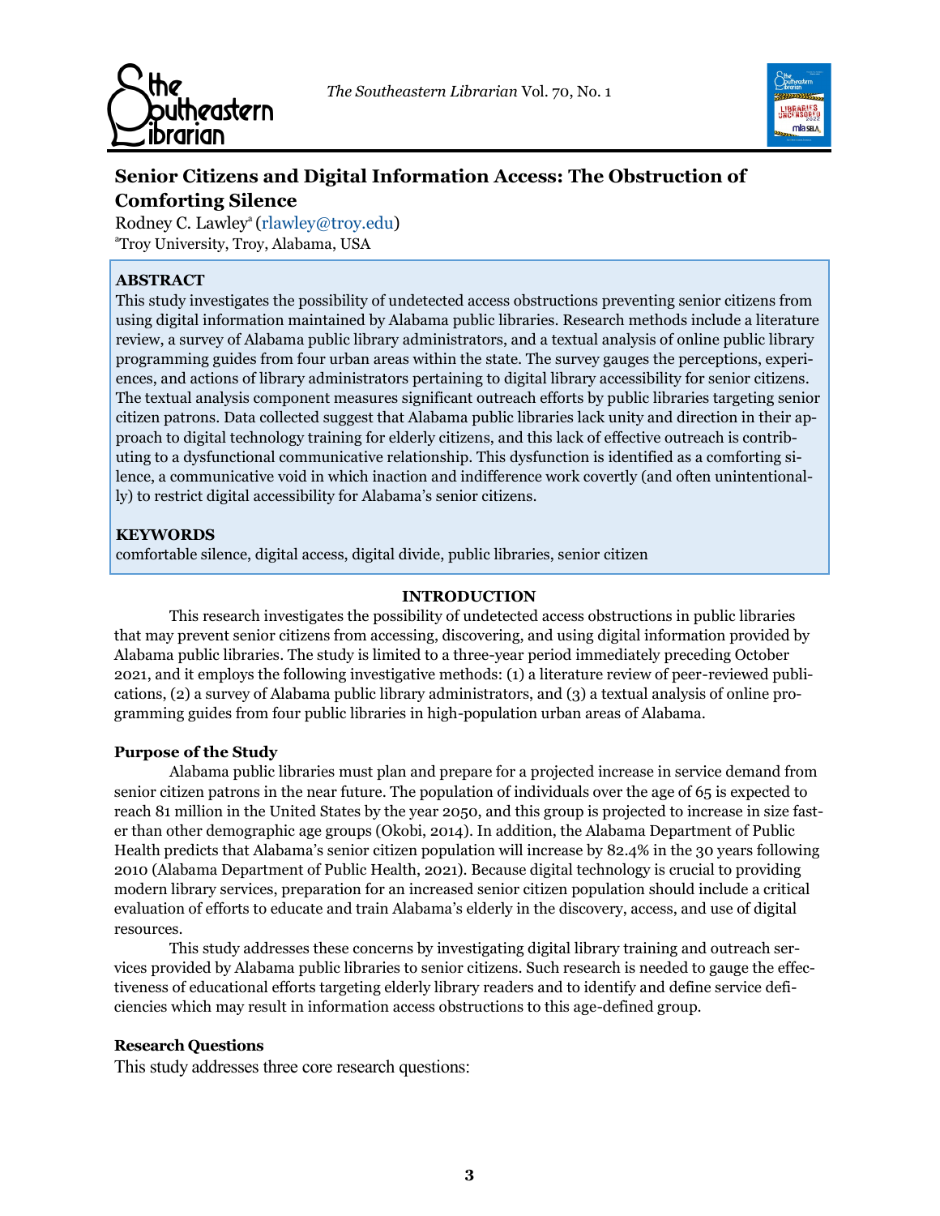# Senior Citizens and Digital Information Access: The Obstruction of Comforting Silence

Rodney C. Lawley[a] (rlawley@troy.edu)
[a]Troy University, Troy, Alabama, USA

## ABSTRACT

This study investigates the possibility of undetected access obstructions preventing senior citizens from using digital information maintained by Alabama public libraries. Research methods include a literature review, a survey of Alabama public library administrators, and a textual analysis of online public library programming guides from four urban areas within the state. The survey gauges the perceptions, experiences, and actions of library administrators pertaining to digital library accessibility for senior citizens. The textual analysis component measures significant outreach efforts by public libraries targeting senior citizen patrons. Data collected suggest that Alabama public libraries lack unity and direction in their approach to digital technology training for elderly citizens, and this lack of effective outreach is contributing to a dysfunctional communicative relationship. This dysfunction is identified as a comforting silence, a communicative void in which inaction and indifference work covertly (and often unintentionally) to restrict digital accessibility for Alabama's senior citizens.

## KEYWORDS

comfortable silence, digital access, digital divide, public libraries, senior citizen

## INTRODUCTION

This research investigates the possibility of undetected access obstructions in public libraries that may prevent senior citizens from accessing, discovering, and using digital information provided by Alabama public libraries. The study is limited to a three-year period immediately preceding October 2021, and it employs the following investigative methods: (1) a literature review of peer-reviewed publications, (2) a survey of Alabama public library administrators, and (3) a textual analysis of online programming guides from four public libraries in high-population urban areas of Alabama.

### Purpose of the Study

Alabama public libraries must plan and prepare for a projected increase in service demand from senior citizen patrons in the near future. The population of individuals over the age of 65 is expected to reach 81 million in the United States by the year 2050, and this group is projected to increase in size faster than other demographic age groups (Okobi, 2014). In addition, the Alabama Department of Public Health predicts that Alabama's senior citizen population will increase by 82.4% in the 30 years following 2010 (Alabama Department of Public Health, 2021). Because digital technology is crucial to providing modern library services, preparation for an increased senior citizen population should include a critical evaluation of efforts to educate and train Alabama's elderly in the discovery, access, and use of digital resources.

This study addresses these concerns by investigating digital library training and outreach services provided by Alabama public libraries to senior citizens. Such research is needed to gauge the effectiveness of educational efforts targeting elderly library readers and to identify and define service deficiencies which may result in information access obstructions to this age-defined group.

### Research Questions

This study addresses three core research questions: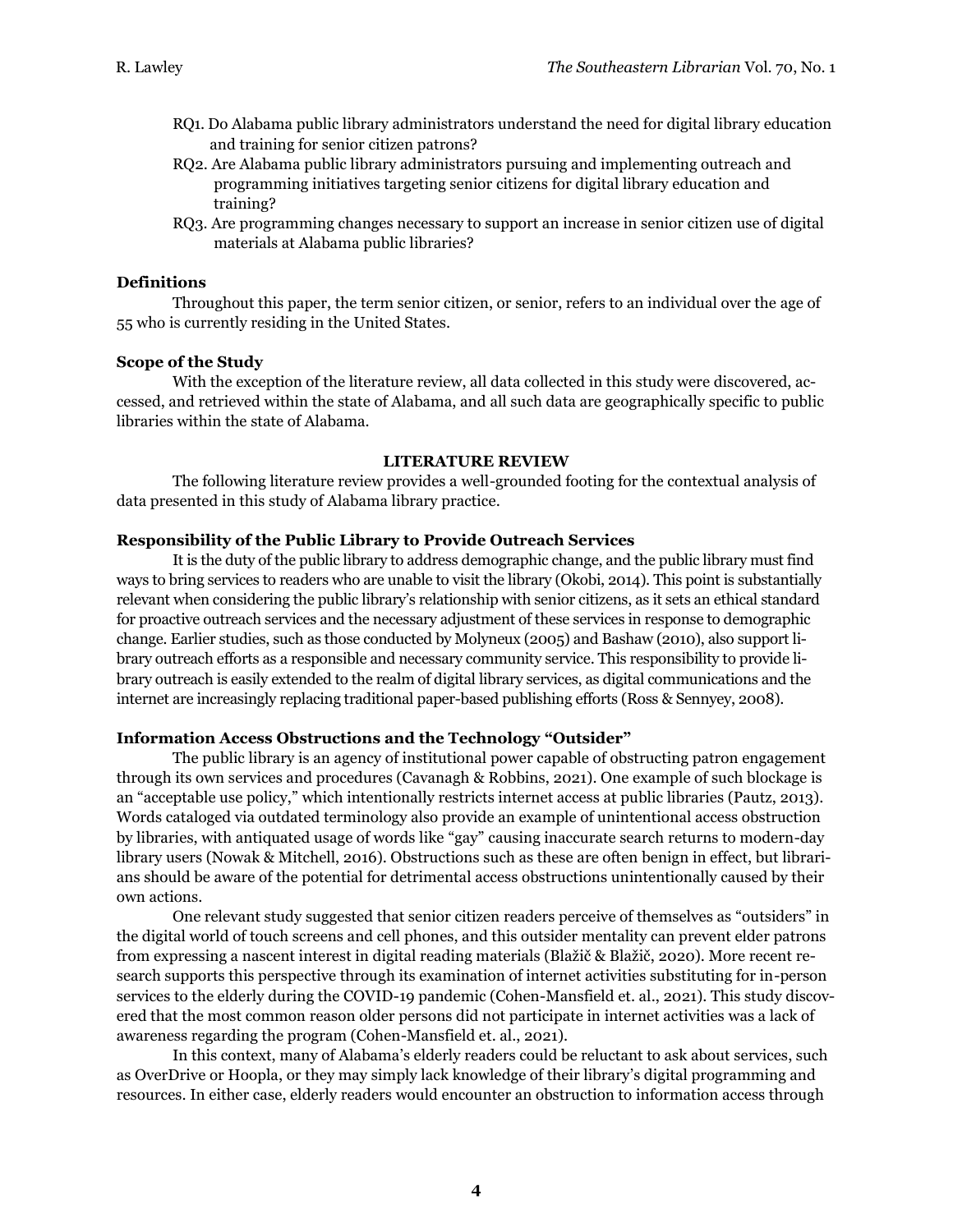RQ1. Do Alabama public library administrators understand the need for digital library education and training for senior citizen patrons?

RQ2. Are Alabama public library administrators pursuing and implementing outreach and programming initiatives targeting senior citizens for digital library education and training?

RQ3. Are programming changes necessary to support an increase in senior citizen use of digital materials at Alabama public libraries?

### Definitions

Throughout this paper, the term senior citizen, or senior, refers to an individual over the age of 55 who is currently residing in the United States.

### Scope of the Study

With the exception of the literature review, all data collected in this study were discovered, accessed, and retrieved within the state of Alabama, and all such data are geographically specific to public libraries within the state of Alabama.

## LITERATURE REVIEW

The following literature review provides a well-grounded footing for the contextual analysis of data presented in this study of Alabama library practice.

### Responsibility of the Public Library to Provide Outreach Services

It is the duty of the public library to address demographic change, and the public library must find ways to bring services to readers who are unable to visit the library (Okobi, 2014). This point is substantially relevant when considering the public library's relationship with senior citizens, as it sets an ethical standard for proactive outreach services and the necessary adjustment of these services in response to demographic change. Earlier studies, such as those conducted by Molyneux (2005) and Bashaw (2010), also support library outreach efforts as a responsible and necessary community service. This responsibility to provide library outreach is easily extended to the realm of digital library services, as digital communications and the internet are increasingly replacing traditional paper-based publishing efforts (Ross & Sennyey, 2008).

### Information Access Obstructions and the Technology "Outsider"

The public library is an agency of institutional power capable of obstructing patron engagement through its own services and procedures (Cavanagh & Robbins, 2021). One example of such blockage is an "acceptable use policy," which intentionally restricts internet access at public libraries (Pautz, 2013). Words cataloged via outdated terminology also provide an example of unintentional access obstruction by libraries, with antiquated usage of words like "gay" causing inaccurate search returns to modern-day library users (Nowak & Mitchell, 2016). Obstructions such as these are often benign in effect, but librarians should be aware of the potential for detrimental access obstructions unintentionally caused by their own actions.

One relevant study suggested that senior citizen readers perceive of themselves as "outsiders" in the digital world of touch screens and cell phones, and this outsider mentality can prevent elder patrons from expressing a nascent interest in digital reading materials (Blažič & Blažič, 2020). More recent research supports this perspective through its examination of internet activities substituting for in-person services to the elderly during the COVID-19 pandemic (Cohen-Mansfield et. al., 2021). This study discovered that the most common reason older persons did not participate in internet activities was a lack of awareness regarding the program (Cohen-Mansfield et. al., 2021).

In this context, many of Alabama's elderly readers could be reluctant to ask about services, such as OverDrive or Hoopla, or they may simply lack knowledge of their library's digital programming and resources. In either case, elderly readers would encounter an obstruction to information access through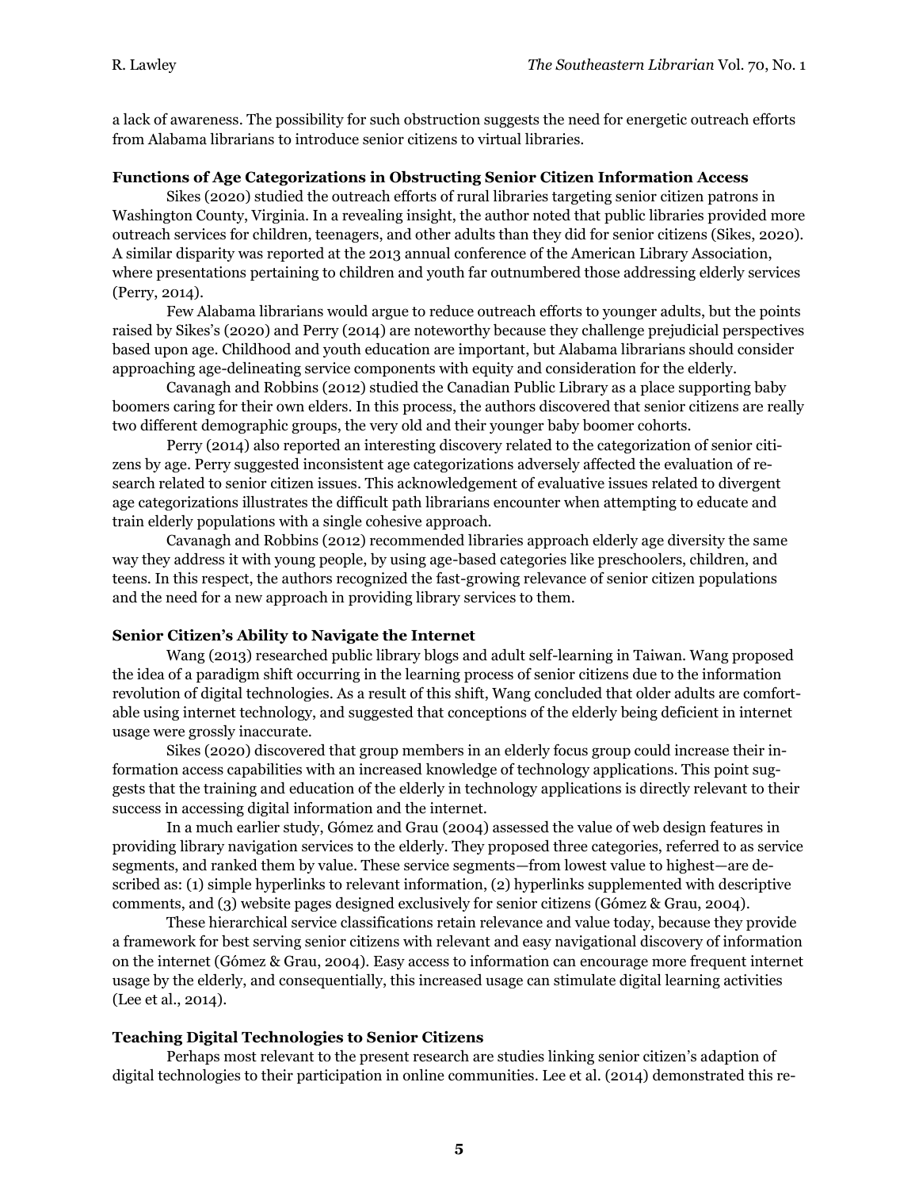a lack of awareness. The possibility for such obstruction suggests the need for energetic outreach efforts from Alabama librarians to introduce senior citizens to virtual libraries.

### Functions of Age Categorizations in Obstructing Senior Citizen Information Access

Sikes (2020) studied the outreach efforts of rural libraries targeting senior citizen patrons in Washington County, Virginia. In a revealing insight, the author noted that public libraries provided more outreach services for children, teenagers, and other adults than they did for senior citizens (Sikes, 2020). A similar disparity was reported at the 2013 annual conference of the American Library Association, where presentations pertaining to children and youth far outnumbered those addressing elderly services (Perry, 2014).

Few Alabama librarians would argue to reduce outreach efforts to younger adults, but the points raised by Sikes's (2020) and Perry (2014) are noteworthy because they challenge prejudicial perspectives based upon age. Childhood and youth education are important, but Alabama librarians should consider approaching age-delineating service components with equity and consideration for the elderly.

Cavanagh and Robbins (2012) studied the Canadian Public Library as a place supporting baby boomers caring for their own elders. In this process, the authors discovered that senior citizens are really two different demographic groups, the very old and their younger baby boomer cohorts.

Perry (2014) also reported an interesting discovery related to the categorization of senior citizens by age. Perry suggested inconsistent age categorizations adversely affected the evaluation of research related to senior citizen issues. This acknowledgement of evaluative issues related to divergent age categorizations illustrates the difficult path librarians encounter when attempting to educate and train elderly populations with a single cohesive approach.

Cavanagh and Robbins (2012) recommended libraries approach elderly age diversity the same way they address it with young people, by using age-based categories like preschoolers, children, and teens. In this respect, the authors recognized the fast-growing relevance of senior citizen populations and the need for a new approach in providing library services to them.

### Senior Citizen's Ability to Navigate the Internet

Wang (2013) researched public library blogs and adult self-learning in Taiwan. Wang proposed the idea of a paradigm shift occurring in the learning process of senior citizens due to the information revolution of digital technologies. As a result of this shift, Wang concluded that older adults are comfortable using internet technology, and suggested that conceptions of the elderly being deficient in internet usage were grossly inaccurate.

Sikes (2020) discovered that group members in an elderly focus group could increase their information access capabilities with an increased knowledge of technology applications. This point suggests that the training and education of the elderly in technology applications is directly relevant to their success in accessing digital information and the internet.

In a much earlier study, Gómez and Grau (2004) assessed the value of web design features in providing library navigation services to the elderly. They proposed three categories, referred to as service segments, and ranked them by value. These service segments—from lowest value to highest—are described as: (1) simple hyperlinks to relevant information, (2) hyperlinks supplemented with descriptive comments, and (3) website pages designed exclusively for senior citizens (Gómez & Grau, 2004).

These hierarchical service classifications retain relevance and value today, because they provide a framework for best serving senior citizens with relevant and easy navigational discovery of information on the internet (Gómez & Grau, 2004). Easy access to information can encourage more frequent internet usage by the elderly, and consequentially, this increased usage can stimulate digital learning activities (Lee et al., 2014).

### Teaching Digital Technologies to Senior Citizens

Perhaps most relevant to the present research are studies linking senior citizen's adaption of digital technologies to their participation in online communities. Lee et al. (2014) demonstrated this re-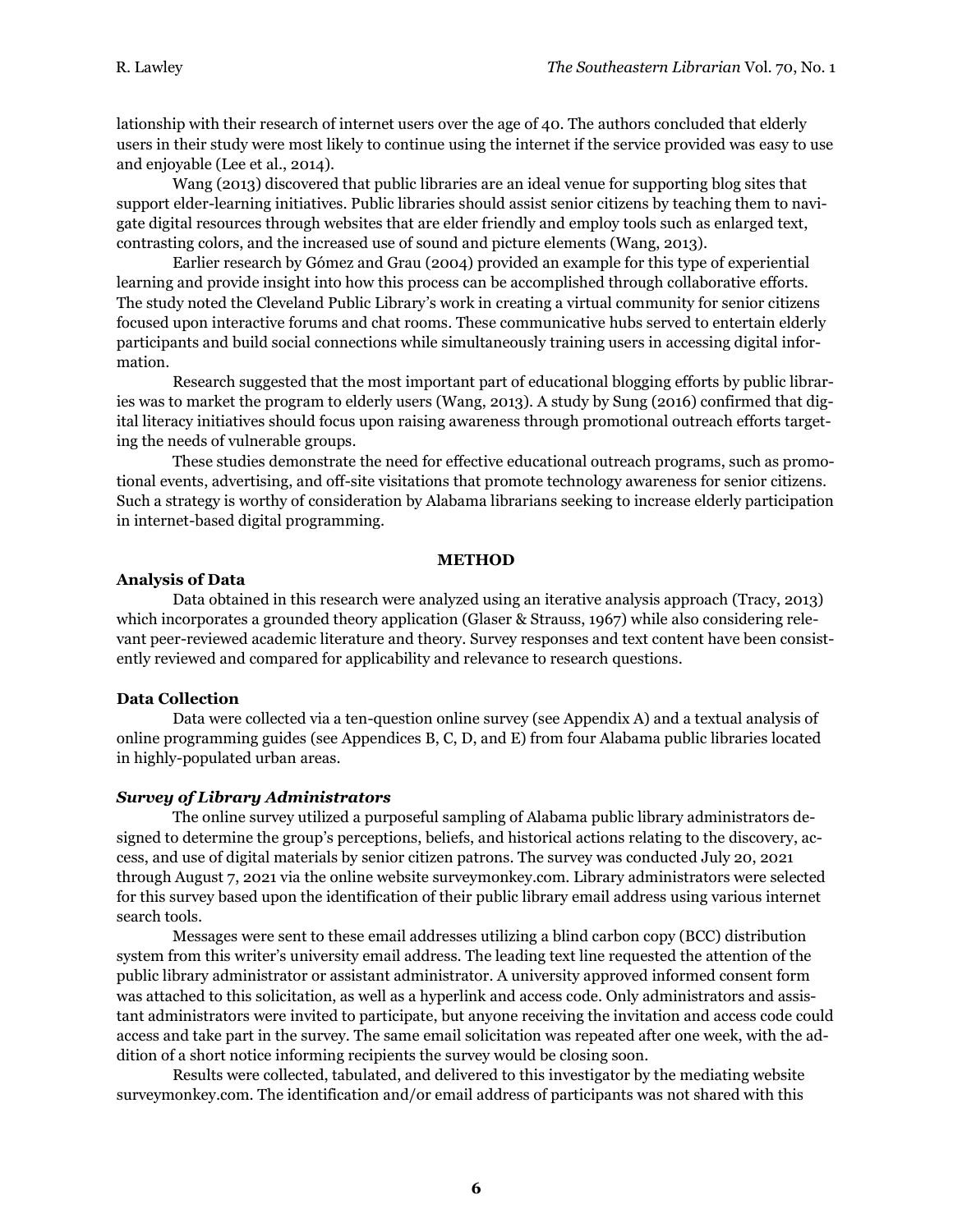lationship with their research of internet users over the age of 40. The authors concluded that elderly users in their study were most likely to continue using the internet if the service provided was easy to use and enjoyable (Lee et al., 2014).

Wang (2013) discovered that public libraries are an ideal venue for supporting blog sites that support elder-learning initiatives. Public libraries should assist senior citizens by teaching them to navigate digital resources through websites that are elder friendly and employ tools such as enlarged text, contrasting colors, and the increased use of sound and picture elements (Wang, 2013).

Earlier research by Gómez and Grau (2004) provided an example for this type of experiential learning and provide insight into how this process can be accomplished through collaborative efforts. The study noted the Cleveland Public Library's work in creating a virtual community for senior citizens focused upon interactive forums and chat rooms. These communicative hubs served to entertain elderly participants and build social connections while simultaneously training users in accessing digital information.

Research suggested that the most important part of educational blogging efforts by public libraries was to market the program to elderly users (Wang, 2013). A study by Sung (2016) confirmed that digital literacy initiatives should focus upon raising awareness through promotional outreach efforts targeting the needs of vulnerable groups.

These studies demonstrate the need for effective educational outreach programs, such as promotional events, advertising, and off-site visitations that promote technology awareness for senior citizens. Such a strategy is worthy of consideration by Alabama librarians seeking to increase elderly participation in internet-based digital programming.

## METHOD

### Analysis of Data

Data obtained in this research were analyzed using an iterative analysis approach (Tracy, 2013) which incorporates a grounded theory application (Glaser & Strauss, 1967) while also considering relevant peer-reviewed academic literature and theory. Survey responses and text content have been consistently reviewed and compared for applicability and relevance to research questions.

### Data Collection

Data were collected via a ten-question online survey (see Appendix A) and a textual analysis of online programming guides (see Appendices B, C, D, and E) from four Alabama public libraries located in highly-populated urban areas.

#### *Survey of Library Administrators*

The online survey utilized a purposeful sampling of Alabama public library administrators designed to determine the group's perceptions, beliefs, and historical actions relating to the discovery, access, and use of digital materials by senior citizen patrons. The survey was conducted July 20, 2021 through August 7, 2021 via the online website surveymonkey.com. Library administrators were selected for this survey based upon the identification of their public library email address using various internet search tools.

Messages were sent to these email addresses utilizing a blind carbon copy (BCC) distribution system from this writer's university email address. The leading text line requested the attention of the public library administrator or assistant administrator. A university approved informed consent form was attached to this solicitation, as well as a hyperlink and access code. Only administrators and assistant administrators were invited to participate, but anyone receiving the invitation and access code could access and take part in the survey. The same email solicitation was repeated after one week, with the addition of a short notice informing recipients the survey would be closing soon.

Results were collected, tabulated, and delivered to this investigator by the mediating website surveymonkey.com. The identification and/or email address of participants was not shared with this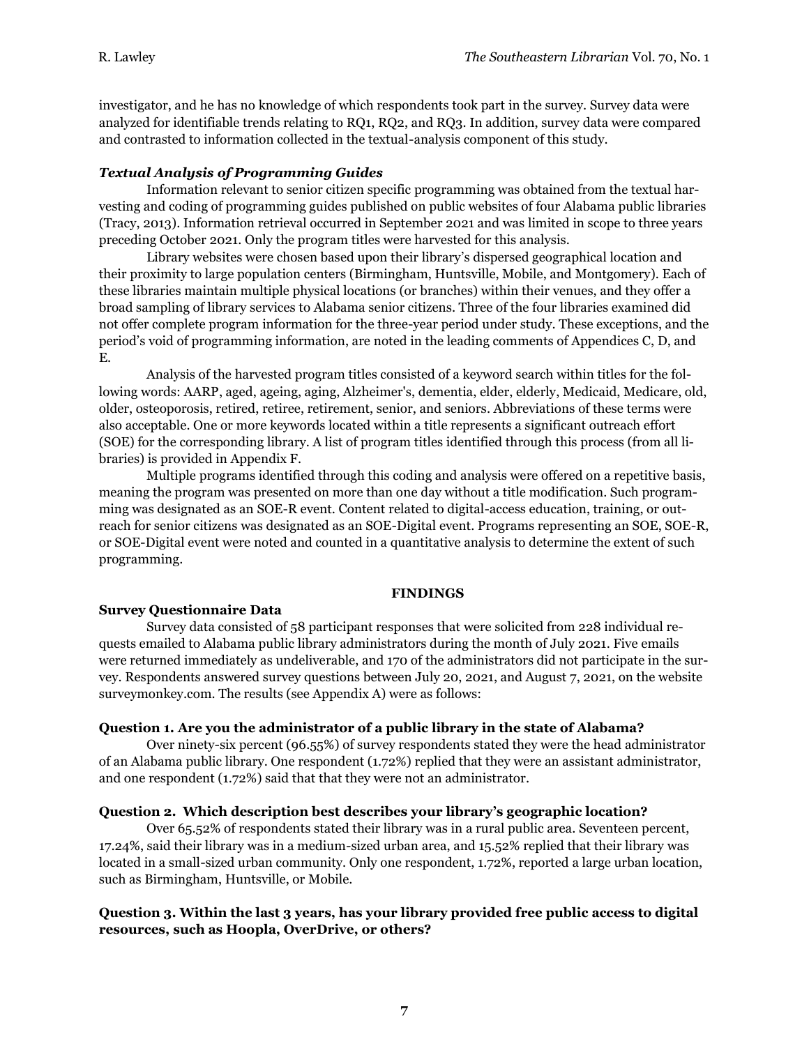investigator, and he has no knowledge of which respondents took part in the survey. Survey data were analyzed for identifiable trends relating to RQ1, RQ2, and RQ3. In addition, survey data were compared and contrasted to information collected in the textual-analysis component of this study.

### *Textual Analysis of Programming Guides*

Information relevant to senior citizen specific programming was obtained from the textual harvesting and coding of programming guides published on public websites of four Alabama public libraries (Tracy, 2013). Information retrieval occurred in September 2021 and was limited in scope to three years preceding October 2021. Only the program titles were harvested for this analysis.

Library websites were chosen based upon their library's dispersed geographical location and their proximity to large population centers (Birmingham, Huntsville, Mobile, and Montgomery). Each of these libraries maintain multiple physical locations (or branches) within their venues, and they offer a broad sampling of library services to Alabama senior citizens. Three of the four libraries examined did not offer complete program information for the three-year period under study. These exceptions, and the period's void of programming information, are noted in the leading comments of Appendices C, D, and E.

Analysis of the harvested program titles consisted of a keyword search within titles for the following words: AARP, aged, ageing, aging, Alzheimer's, dementia, elder, elderly, Medicaid, Medicare, old, older, osteoporosis, retired, retiree, retirement, senior, and seniors. Abbreviations of these terms were also acceptable. One or more keywords located within a title represents a significant outreach effort (SOE) for the corresponding library. A list of program titles identified through this process (from all libraries) is provided in Appendix F.

Multiple programs identified through this coding and analysis were offered on a repetitive basis, meaning the program was presented on more than one day without a title modification. Such programming was designated as an SOE-R event. Content related to digital-access education, training, or outreach for senior citizens was designated as an SOE-Digital event. Programs representing an SOE, SOE-R, or SOE-Digital event were noted and counted in a quantitative analysis to determine the extent of such programming.

## FINDINGS

### Survey Questionnaire Data

Survey data consisted of 58 participant responses that were solicited from 228 individual requests emailed to Alabama public library administrators during the month of July 2021. Five emails were returned immediately as undeliverable, and 170 of the administrators did not participate in the survey. Respondents answered survey questions between July 20, 2021, and August 7, 2021, on the website surveymonkey.com. The results (see Appendix A) were as follows:

#### Question 1. Are you the administrator of a public library in the state of Alabama?

Over ninety-six percent (96.55%) of survey respondents stated they were the head administrator of an Alabama public library. One respondent (1.72%) replied that they were an assistant administrator, and one respondent (1.72%) said that that they were not an administrator.

#### Question 2. Which description best describes your library's geographic location?

Over 65.52% of respondents stated their library was in a rural public area. Seventeen percent, 17.24%, said their library was in a medium-sized urban area, and 15.52% replied that their library was located in a small-sized urban community. Only one respondent, 1.72%, reported a large urban location, such as Birmingham, Huntsville, or Mobile.

#### Question 3. Within the last 3 years, has your library provided free public access to digital resources, such as Hoopla, OverDrive, or others?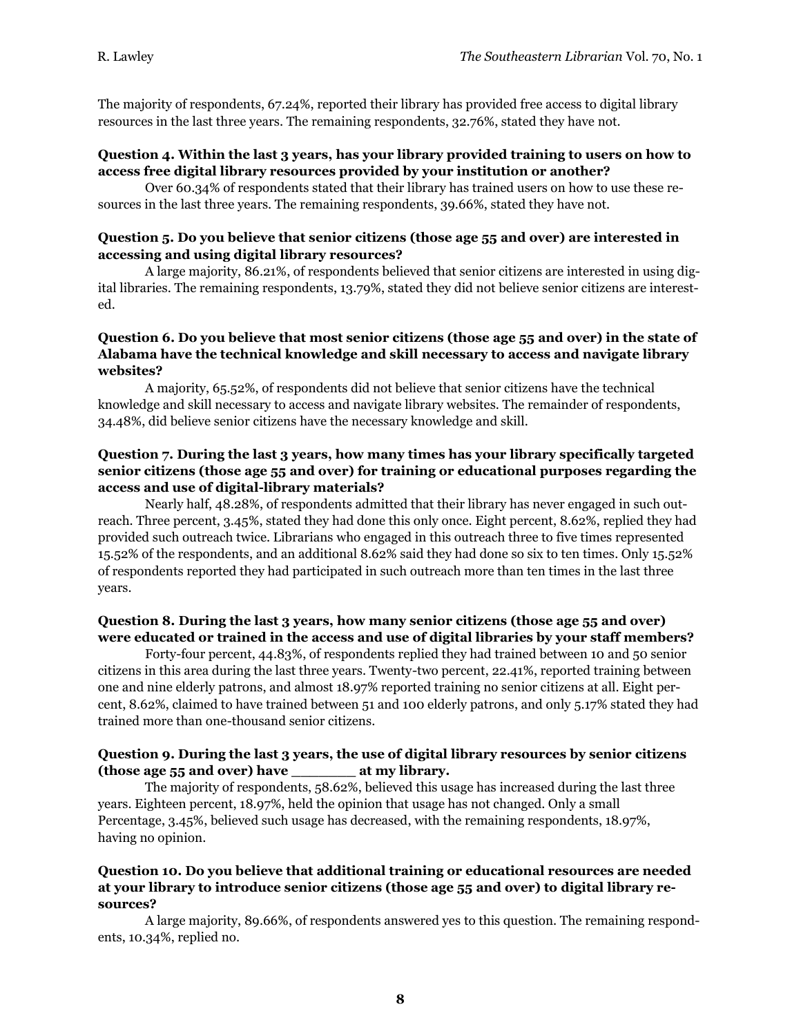The majority of respondents, 67.24%, reported their library has provided free access to digital library resources in the last three years. The remaining respondents, 32.76%, stated they have not.

**Question 4. Within the last 3 years, has your library provided training to users on how to access free digital library resources provided by your institution or another?**

Over 60.34% of respondents stated that their library has trained users on how to use these resources in the last three years. The remaining respondents, 39.66%, stated they have not.

**Question 5. Do you believe that senior citizens (those age 55 and over) are interested in accessing and using digital library resources?**

A large majority, 86.21%, of respondents believed that senior citizens are interested in using digital libraries. The remaining respondents, 13.79%, stated they did not believe senior citizens are interested.

**Question 6. Do you believe that most senior citizens (those age 55 and over) in the state of Alabama have the technical knowledge and skill necessary to access and navigate library websites?**

A majority, 65.52%, of respondents did not believe that senior citizens have the technical knowledge and skill necessary to access and navigate library websites. The remainder of respondents, 34.48%, did believe senior citizens have the necessary knowledge and skill.

**Question 7. During the last 3 years, how many times has your library specifically targeted senior citizens (those age 55 and over) for training or educational purposes regarding the access and use of digital-library materials?**

Nearly half, 48.28%, of respondents admitted that their library has never engaged in such outreach. Three percent, 3.45%, stated they had done this only once. Eight percent, 8.62%, replied they had provided such outreach twice. Librarians who engaged in this outreach three to five times represented 15.52% of the respondents, and an additional 8.62% said they had done so six to ten times. Only 15.52% of respondents reported they had participated in such outreach more than ten times in the last three years.

**Question 8. During the last 3 years, how many senior citizens (those age 55 and over) were educated or trained in the access and use of digital libraries by your staff members?**

Forty-four percent, 44.83%, of respondents replied they had trained between 10 and 50 senior citizens in this area during the last three years. Twenty-two percent, 22.41%, reported training between one and nine elderly patrons, and almost 18.97% reported training no senior citizens at all. Eight percent, 8.62%, claimed to have trained between 51 and 100 elderly patrons, and only 5.17% stated they had trained more than one-thousand senior citizens.

**Question 9. During the last 3 years, the use of digital library resources by senior citizens (those age 55 and over) have _______ at my library.**

The majority of respondents, 58.62%, believed this usage has increased during the last three years. Eighteen percent, 18.97%, held the opinion that usage has not changed. Only a small Percentage, 3.45%, believed such usage has decreased, with the remaining respondents, 18.97%, having no opinion.

**Question 10. Do you believe that additional training or educational resources are needed at your library to introduce senior citizens (those age 55 and over) to digital library resources?**

A large majority, 89.66%, of respondents answered yes to this question. The remaining respondents, 10.34%, replied no.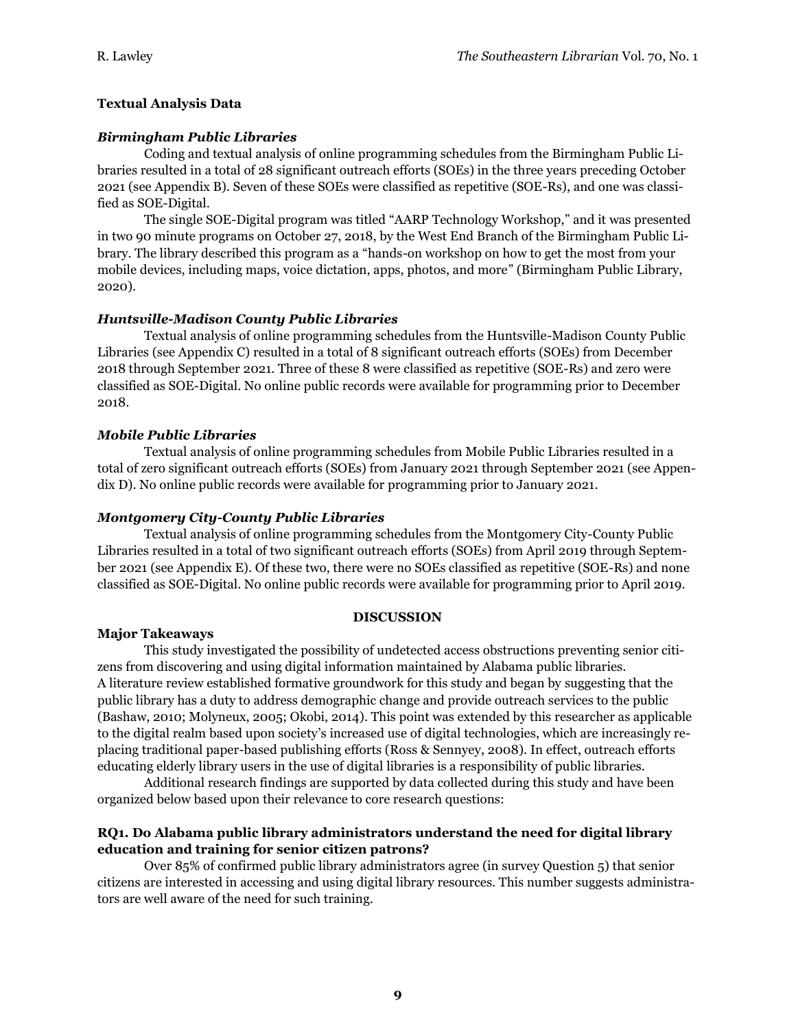**Textual Analysis Data**

***Birmingham Public Libraries***

Coding and textual analysis of online programming schedules from the Birmingham Public Libraries resulted in a total of 28 significant outreach efforts (SOEs) in the three years preceding October 2021 (see Appendix B). Seven of these SOEs were classified as repetitive (SOE-Rs), and one was classified as SOE-Digital.

The single SOE-Digital program was titled "AARP Technology Workshop," and it was presented in two 90 minute programs on October 27, 2018, by the West End Branch of the Birmingham Public Library. The library described this program as a "hands-on workshop on how to get the most from your mobile devices, including maps, voice dictation, apps, photos, and more" (Birmingham Public Library, 2020).

***Huntsville-Madison County Public Libraries***

Textual analysis of online programming schedules from the Huntsville-Madison County Public Libraries (see Appendix C) resulted in a total of 8 significant outreach efforts (SOEs) from December 2018 through September 2021. Three of these 8 were classified as repetitive (SOE-Rs) and zero were classified as SOE-Digital. No online public records were available for programming prior to December 2018.

***Mobile Public Libraries***

Textual analysis of online programming schedules from Mobile Public Libraries resulted in a total of zero significant outreach efforts (SOEs) from January 2021 through September 2021 (see Appendix D). No online public records were available for programming prior to January 2021.

***Montgomery City-County Public Libraries***

Textual analysis of online programming schedules from the Montgomery City-County Public Libraries resulted in a total of two significant outreach efforts (SOEs) from April 2019 through September 2021 (see Appendix E). Of these two, there were no SOEs classified as repetitive (SOE-Rs) and none classified as SOE-Digital. No online public records were available for programming prior to April 2019.

## DISCUSSION

**Major Takeaways**

This study investigated the possibility of undetected access obstructions preventing senior citizens from discovering and using digital information maintained by Alabama public libraries. A literature review established formative groundwork for this study and began by suggesting that the public library has a duty to address demographic change and provide outreach services to the public (Bashaw, 2010; Molyneux, 2005; Okobi, 2014). This point was extended by this researcher as applicable to the digital realm based upon society's increased use of digital technologies, which are increasingly replacing traditional paper-based publishing efforts (Ross & Sennyey, 2008). In effect, outreach efforts educating elderly library users in the use of digital libraries is a responsibility of public libraries.

Additional research findings are supported by data collected during this study and have been organized below based upon their relevance to core research questions:

**RQ1. Do Alabama public library administrators understand the need for digital library education and training for senior citizen patrons?**

Over 85% of confirmed public library administrators agree (in survey Question 5) that senior citizens are interested in accessing and using digital library resources. This number suggests administrators are well aware of the need for such training.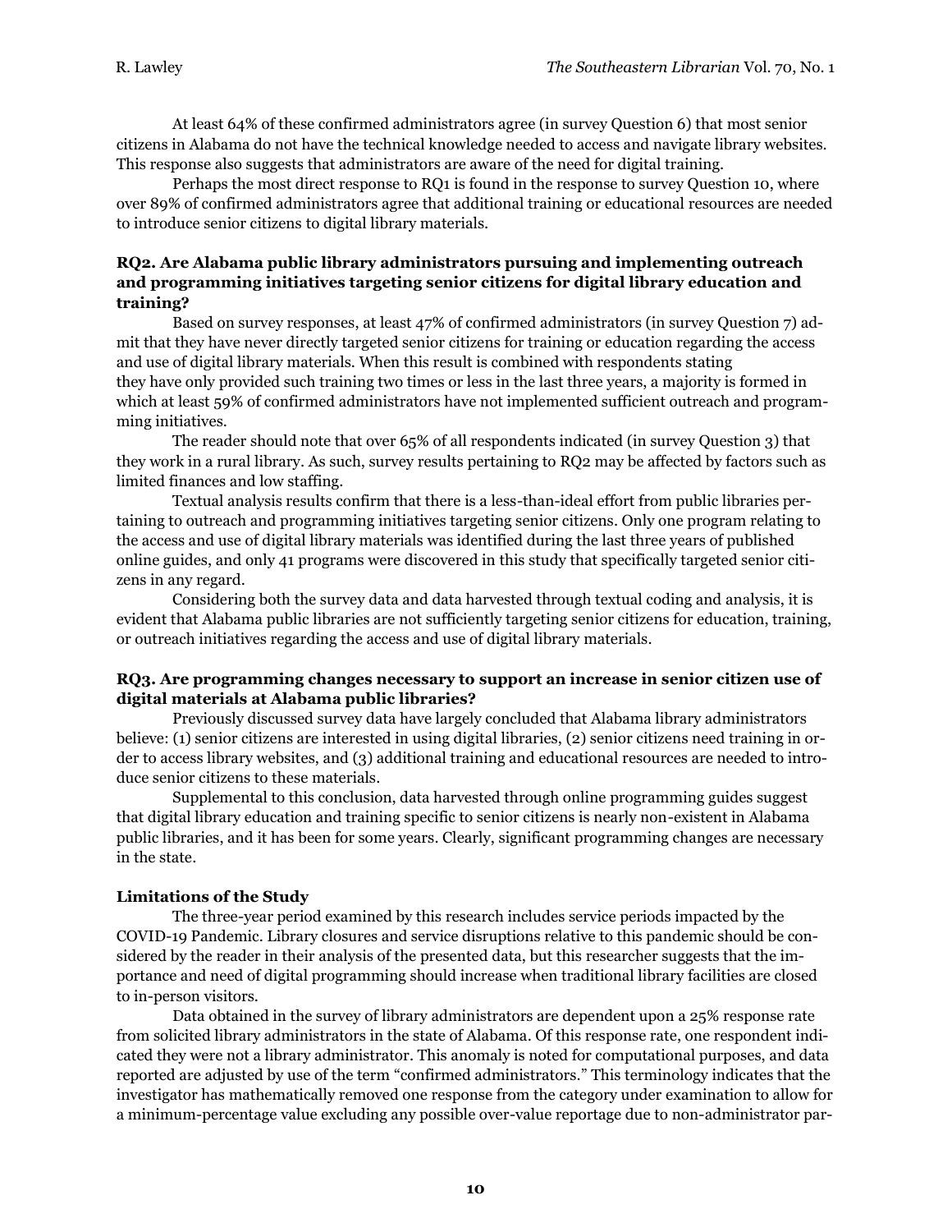At least 64% of these confirmed administrators agree (in survey Question 6) that most senior citizens in Alabama do not have the technical knowledge needed to access and navigate library websites. This response also suggests that administrators are aware of the need for digital training.

Perhaps the most direct response to RQ1 is found in the response to survey Question 10, where over 89% of confirmed administrators agree that additional training or educational resources are needed to introduce senior citizens to digital library materials.

### RQ2. Are Alabama public library administrators pursuing and implementing outreach and programming initiatives targeting senior citizens for digital library education and training?

Based on survey responses, at least 47% of confirmed administrators (in survey Question 7) admit that they have never directly targeted senior citizens for training or education regarding the access and use of digital library materials. When this result is combined with respondents stating they have only provided such training two times or less in the last three years, a majority is formed in which at least 59% of confirmed administrators have not implemented sufficient outreach and programming initiatives.

The reader should note that over 65% of all respondents indicated (in survey Question 3) that they work in a rural library. As such, survey results pertaining to RQ2 may be affected by factors such as limited finances and low staffing.

Textual analysis results confirm that there is a less-than-ideal effort from public libraries pertaining to outreach and programming initiatives targeting senior citizens. Only one program relating to the access and use of digital library materials was identified during the last three years of published online guides, and only 41 programs were discovered in this study that specifically targeted senior citizens in any regard.

Considering both the survey data and data harvested through textual coding and analysis, it is evident that Alabama public libraries are not sufficiently targeting senior citizens for education, training, or outreach initiatives regarding the access and use of digital library materials.

### RQ3. Are programming changes necessary to support an increase in senior citizen use of digital materials at Alabama public libraries?

Previously discussed survey data have largely concluded that Alabama library administrators believe: (1) senior citizens are interested in using digital libraries, (2) senior citizens need training in order to access library websites, and (3) additional training and educational resources are needed to introduce senior citizens to these materials.

Supplemental to this conclusion, data harvested through online programming guides suggest that digital library education and training specific to senior citizens is nearly non-existent in Alabama public libraries, and it has been for some years. Clearly, significant programming changes are necessary in the state.

### Limitations of the Study

The three-year period examined by this research includes service periods impacted by the COVID-19 Pandemic. Library closures and service disruptions relative to this pandemic should be considered by the reader in their analysis of the presented data, but this researcher suggests that the importance and need of digital programming should increase when traditional library facilities are closed to in-person visitors.

Data obtained in the survey of library administrators are dependent upon a 25% response rate from solicited library administrators in the state of Alabama. Of this response rate, one respondent indicated they were not a library administrator. This anomaly is noted for computational purposes, and data reported are adjusted by use of the term "confirmed administrators." This terminology indicates that the investigator has mathematically removed one response from the category under examination to allow for a minimum-percentage value excluding any possible over-value reportage due to non-administrator par-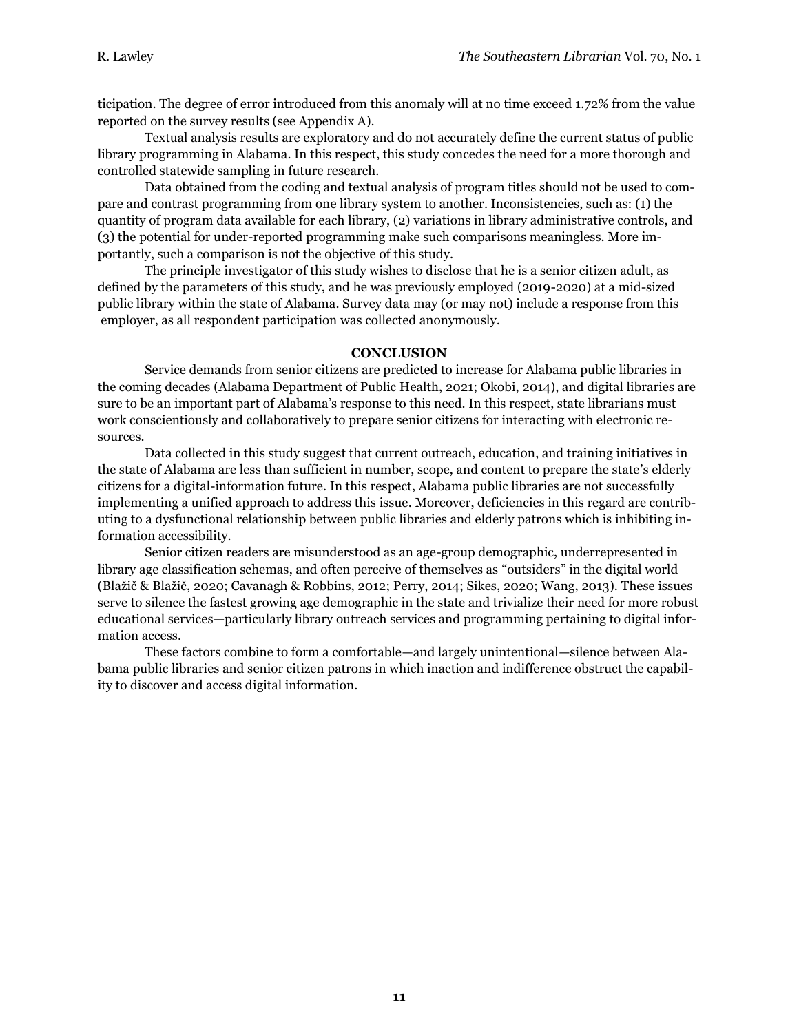ticipation. The degree of error introduced from this anomaly will at no time exceed 1.72% from the value reported on the survey results (see Appendix A).

Textual analysis results are exploratory and do not accurately define the current status of public library programming in Alabama. In this respect, this study concedes the need for a more thorough and controlled statewide sampling in future research.

Data obtained from the coding and textual analysis of program titles should not be used to compare and contrast programming from one library system to another. Inconsistencies, such as: (1) the quantity of program data available for each library, (2) variations in library administrative controls, and (3) the potential for under-reported programming make such comparisons meaningless. More importantly, such a comparison is not the objective of this study.

The principle investigator of this study wishes to disclose that he is a senior citizen adult, as defined by the parameters of this study, and he was previously employed (2019-2020) at a mid-sized public library within the state of Alabama. Survey data may (or may not) include a response from this employer, as all respondent participation was collected anonymously.

## CONCLUSION

Service demands from senior citizens are predicted to increase for Alabama public libraries in the coming decades (Alabama Department of Public Health, 2021; Okobi, 2014), and digital libraries are sure to be an important part of Alabama's response to this need. In this respect, state librarians must work conscientiously and collaboratively to prepare senior citizens for interacting with electronic resources.

Data collected in this study suggest that current outreach, education, and training initiatives in the state of Alabama are less than sufficient in number, scope, and content to prepare the state's elderly citizens for a digital-information future. In this respect, Alabama public libraries are not successfully implementing a unified approach to address this issue. Moreover, deficiencies in this regard are contributing to a dysfunctional relationship between public libraries and elderly patrons which is inhibiting information accessibility.

Senior citizen readers are misunderstood as an age-group demographic, underrepresented in library age classification schemas, and often perceive of themselves as "outsiders" in the digital world (Blažič & Blažič, 2020; Cavanagh & Robbins, 2012; Perry, 2014; Sikes, 2020; Wang, 2013). These issues serve to silence the fastest growing age demographic in the state and trivialize their need for more robust educational services—particularly library outreach services and programming pertaining to digital information access.

These factors combine to form a comfortable—and largely unintentional—silence between Alabama public libraries and senior citizen patrons in which inaction and indifference obstruct the capability to discover and access digital information.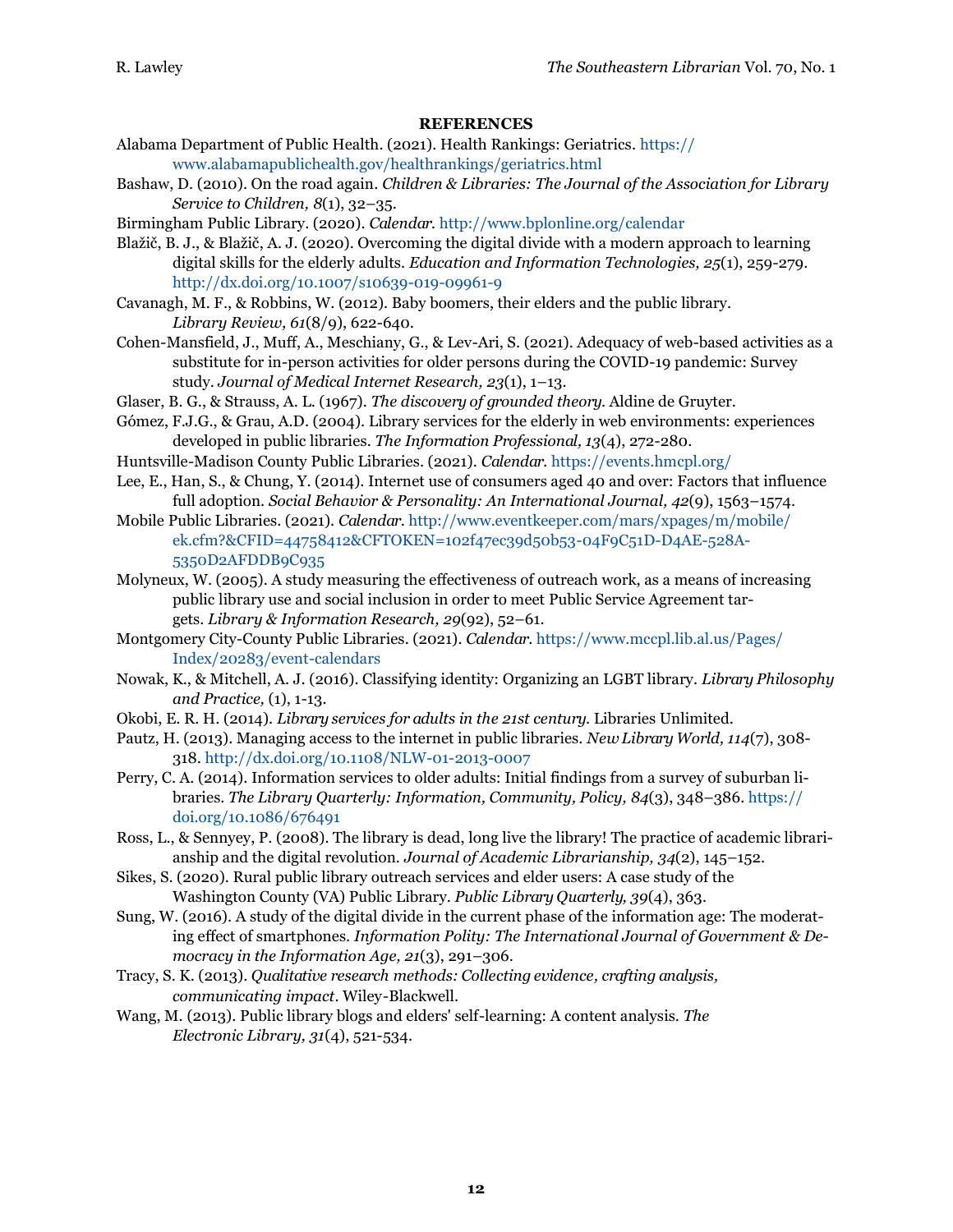## REFERENCES

Alabama Department of Public Health. (2021). Health Rankings: Geriatrics. https://www.alabamapublichealth.gov/healthrankings/geriatrics.html

Bashaw, D. (2010). On the road again. *Children & Libraries: The Journal of the Association for Library Service to Children, 8*(1), 32–35.

Birmingham Public Library. (2020). *Calendar*. http://www.bplonline.org/calendar

Blažič, B. J., & Blažič, A. J. (2020). Overcoming the digital divide with a modern approach to learning digital skills for the elderly adults. *Education and Information Technologies, 25*(1), 259-279. http://dx.doi.org/10.1007/s10639-019-09961-9

Cavanagh, M. F., & Robbins, W. (2012). Baby boomers, their elders and the public library. *Library Review, 61*(8/9), 622-640.

Cohen-Mansfield, J., Muff, A., Meschiany, G., & Lev-Ari, S. (2021). Adequacy of web-based activities as a substitute for in-person activities for older persons during the COVID-19 pandemic: Survey study. *Journal of Medical Internet Research, 23*(1), 1–13.

Glaser, B. G., & Strauss, A. L. (1967). *The discovery of grounded theory*. Aldine de Gruyter.

Gómez, F.J.G., & Grau, A.D. (2004). Library services for the elderly in web environments: experiences developed in public libraries. *The Information Professional, 13*(4), 272-280.

Huntsville-Madison County Public Libraries. (2021). *Calendar*. https://events.hmcpl.org/

Lee, E., Han, S., & Chung, Y. (2014). Internet use of consumers aged 40 and over: Factors that influence full adoption. *Social Behavior & Personality: An International Journal, 42*(9), 1563–1574.

Mobile Public Libraries. (2021). *Calendar*. http://www.eventkeeper.com/mars/xpages/m/mobile/ek.cfm?&CFID=44758412&CFTOKEN=102f47ec39d50b53-04F9C51D-D4AE-528A-5350D2AFDDB9C935

Molyneux, W. (2005). A study measuring the effectiveness of outreach work, as a means of increasing public library use and social inclusion in order to meet Public Service Agreement targets. *Library & Information Research, 29*(92), 52–61.

Montgomery City-County Public Libraries. (2021). *Calendar*. https://www.mccpl.lib.al.us/Pages/Index/20283/event-calendars

Nowak, K., & Mitchell, A. J. (2016). Classifying identity: Organizing an LGBT library. *Library Philosophy and Practice,* (1), 1-13.

Okobi, E. R. H. (2014). *Library services for adults in the 21st century*. Libraries Unlimited.

Pautz, H. (2013). Managing access to the internet in public libraries. *New Library World, 114*(7), 308-318. http://dx.doi.org/10.1108/NLW-01-2013-0007

Perry, C. A. (2014). Information services to older adults: Initial findings from a survey of suburban libraries. *The Library Quarterly: Information, Community, Policy, 84*(3), 348–386. https://doi.org/10.1086/676491

Ross, L., & Sennyey, P. (2008). The library is dead, long live the library! The practice of academic librarianship and the digital revolution. *Journal of Academic Librarianship, 34*(2), 145–152.

Sikes, S. (2020). Rural public library outreach services and elder users: A case study of the Washington County (VA) Public Library. *Public Library Quarterly, 39*(4), 363.

Sung, W. (2016). A study of the digital divide in the current phase of the information age: The moderating effect of smartphones. *Information Polity: The International Journal of Government & Democracy in the Information Age, 21*(3), 291–306.

Tracy, S. K. (2013). *Qualitative research methods: Collecting evidence, crafting analysis, communicating impact*. Wiley-Blackwell.

Wang, M. (2013). Public library blogs and elders' self-learning: A content analysis. *The Electronic Library, 31*(4), 521-534.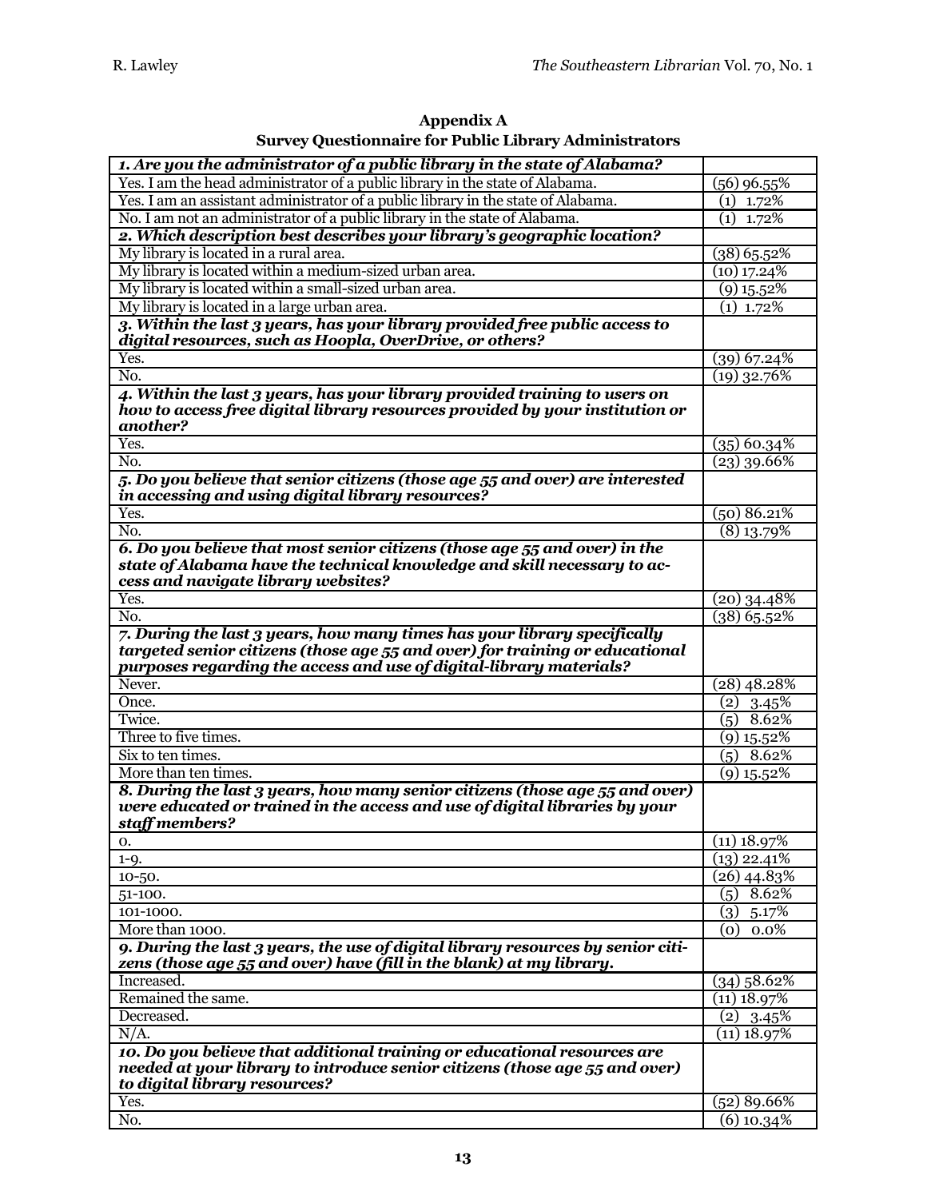## Appendix A

## Survey Questionnaire for Public Library Administrators

| | |
|---|---|
| ***1. Are you the administrator of a public library in the state of Alabama?*** | |
| Yes. I am the head administrator of a public library in the state of Alabama. | (56) 96.55% |
| Yes. I am an assistant administrator of a public library in the state of Alabama. | (1) 1.72% |
| No. I am not an administrator of a public library in the state of Alabama. | (1) 1.72% |
| ***2. Which description best describes your library's geographic location?*** | |
| My library is located in a rural area. | (38) 65.52% |
| My library is located within a medium-sized urban area. | (10) 17.24% |
| My library is located within a small-sized urban area. | (9) 15.52% |
| My library is located in a large urban area. | (1) 1.72% |
| ***3. Within the last 3 years, has your library provided free public access to digital resources, such as Hoopla, OverDrive, or others?*** | |
| Yes. | (39) 67.24% |
| No. | (19) 32.76% |
| ***4. Within the last 3 years, has your library provided training to users on how to access free digital library resources provided by your institution or another?*** | |
| Yes. | (35) 60.34% |
| No. | (23) 39.66% |
| ***5. Do you believe that senior citizens (those age 55 and over) are interested in accessing and using digital library resources?*** | |
| Yes. | (50) 86.21% |
| No. | (8) 13.79% |
| ***6. Do you believe that most senior citizens (those age 55 and over) in the state of Alabama have the technical knowledge and skill necessary to access and navigate library websites?*** | |
| Yes. | (20) 34.48% |
| No. | (38) 65.52% |
| ***7. During the last 3 years, how many times has your library specifically targeted senior citizens (those age 55 and over) for training or educational purposes regarding the access and use of digital-library materials?*** | |
| Never. | (28) 48.28% |
| Once. | (2) 3.45% |
| Twice. | (5) 8.62% |
| Three to five times. | (9) 15.52% |
| Six to ten times. | (5) 8.62% |
| More than ten times. | (9) 15.52% |
| ***8. During the last 3 years, how many senior citizens (those age 55 and over) were educated or trained in the access and use of digital libraries by your staff members?*** | |
| 0. | (11) 18.97% |
| 1-9. | (13) 22.41% |
| 10-50. | (26) 44.83% |
| 51-100. | (5) 8.62% |
| 101-1000. | (3) 5.17% |
| More than 1000. | (0) 0.0% |
| ***9. During the last 3 years, the use of digital library resources by senior citizens (those age 55 and over) have (fill in the blank) at my library.*** | |
| Increased. | (34) 58.62% |
| Remained the same. | (11) 18.97% |
| Decreased. | (2) 3.45% |
| N/A. | (11) 18.97% |
| ***10. Do you believe that additional training or educational resources are needed at your library to introduce senior citizens (those age 55 and over) to digital library resources?*** | |
| Yes. | (52) 89.66% |
| No. | (6) 10.34% |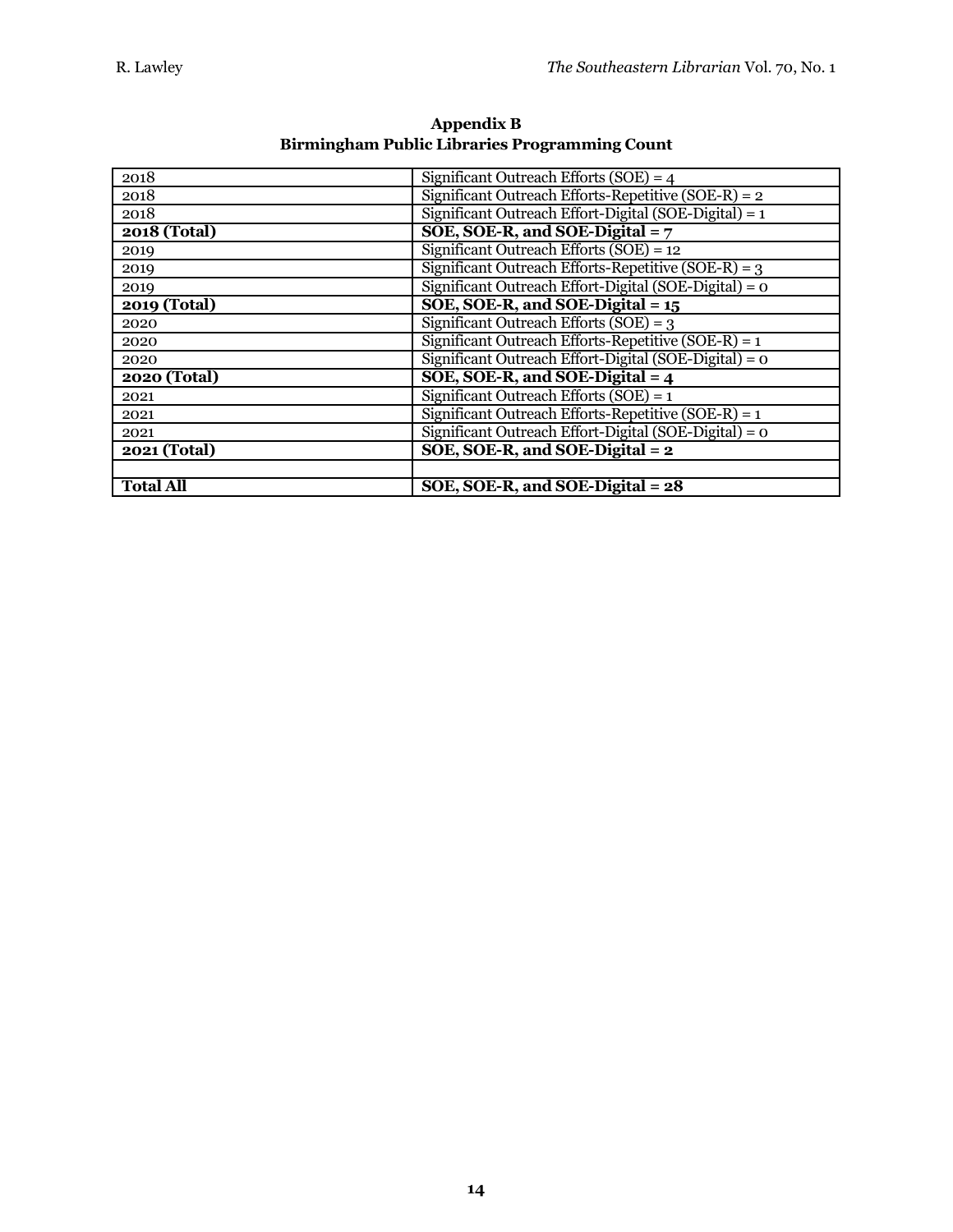**Appendix B**
**Birmingham Public Libraries Programming Count**

| | |
|---|---|
| 2018 | Significant Outreach Efforts (SOE) = 4 |
| 2018 | Significant Outreach Efforts-Repetitive (SOE-R) = 2 |
| 2018 | Significant Outreach Effort-Digital (SOE-Digital) = 1 |
| **2018 (Total)** | **SOE, SOE-R, and SOE-Digital = 7** |
| 2019 | Significant Outreach Efforts (SOE) = 12 |
| 2019 | Significant Outreach Efforts-Repetitive (SOE-R) = 3 |
| 2019 | Significant Outreach Effort-Digital (SOE-Digital) = 0 |
| **2019 (Total)** | **SOE, SOE-R, and SOE-Digital = 15** |
| 2020 | Significant Outreach Efforts (SOE) = 3 |
| 2020 | Significant Outreach Efforts-Repetitive (SOE-R) = 1 |
| 2020 | Significant Outreach Effort-Digital (SOE-Digital) = 0 |
| **2020 (Total)** | **SOE, SOE-R, and SOE-Digital = 4** |
| 2021 | Significant Outreach Efforts (SOE) = 1 |
| 2021 | Significant Outreach Efforts-Repetitive (SOE-R) = 1 |
| 2021 | Significant Outreach Effort-Digital (SOE-Digital) = 0 |
| **2021 (Total)** | **SOE, SOE-R, and SOE-Digital = 2** |
| | |
| **Total All** | **SOE, SOE-R, and SOE-Digital = 28** |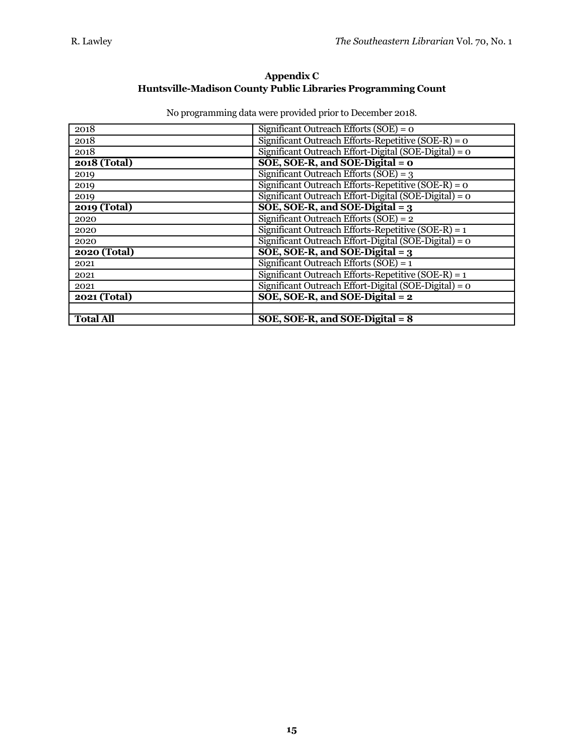## Appendix C
## Huntsville-Madison County Public Libraries Programming Count

No programming data were provided prior to December 2018.

| | |
|---|---|
| 2018 | Significant Outreach Efforts (SOE) = 0 |
| 2018 | Significant Outreach Efforts-Repetitive (SOE-R) = 0 |
| 2018 | Significant Outreach Effort-Digital (SOE-Digital) = 0 |
| **2018 (Total)** | **SOE, SOE-R, and SOE-Digital = 0** |
| 2019 | Significant Outreach Efforts (SOE) = 3 |
| 2019 | Significant Outreach Efforts-Repetitive (SOE-R) = 0 |
| 2019 | Significant Outreach Effort-Digital (SOE-Digital) = 0 |
| **2019 (Total)** | **SOE, SOE-R, and SOE-Digital = 3** |
| 2020 | Significant Outreach Efforts (SOE) = 2 |
| 2020 | Significant Outreach Efforts-Repetitive (SOE-R) = 1 |
| 2020 | Significant Outreach Effort-Digital (SOE-Digital) = 0 |
| **2020 (Total)** | **SOE, SOE-R, and SOE-Digital = 3** |
| 2021 | Significant Outreach Efforts (SOE) = 1 |
| 2021 | Significant Outreach Efforts-Repetitive (SOE-R) = 1 |
| 2021 | Significant Outreach Effort-Digital (SOE-Digital) = 0 |
| **2021 (Total)** | **SOE, SOE-R, and SOE-Digital = 2** |
| | |
| **Total All** | **SOE, SOE-R, and SOE-Digital = 8** |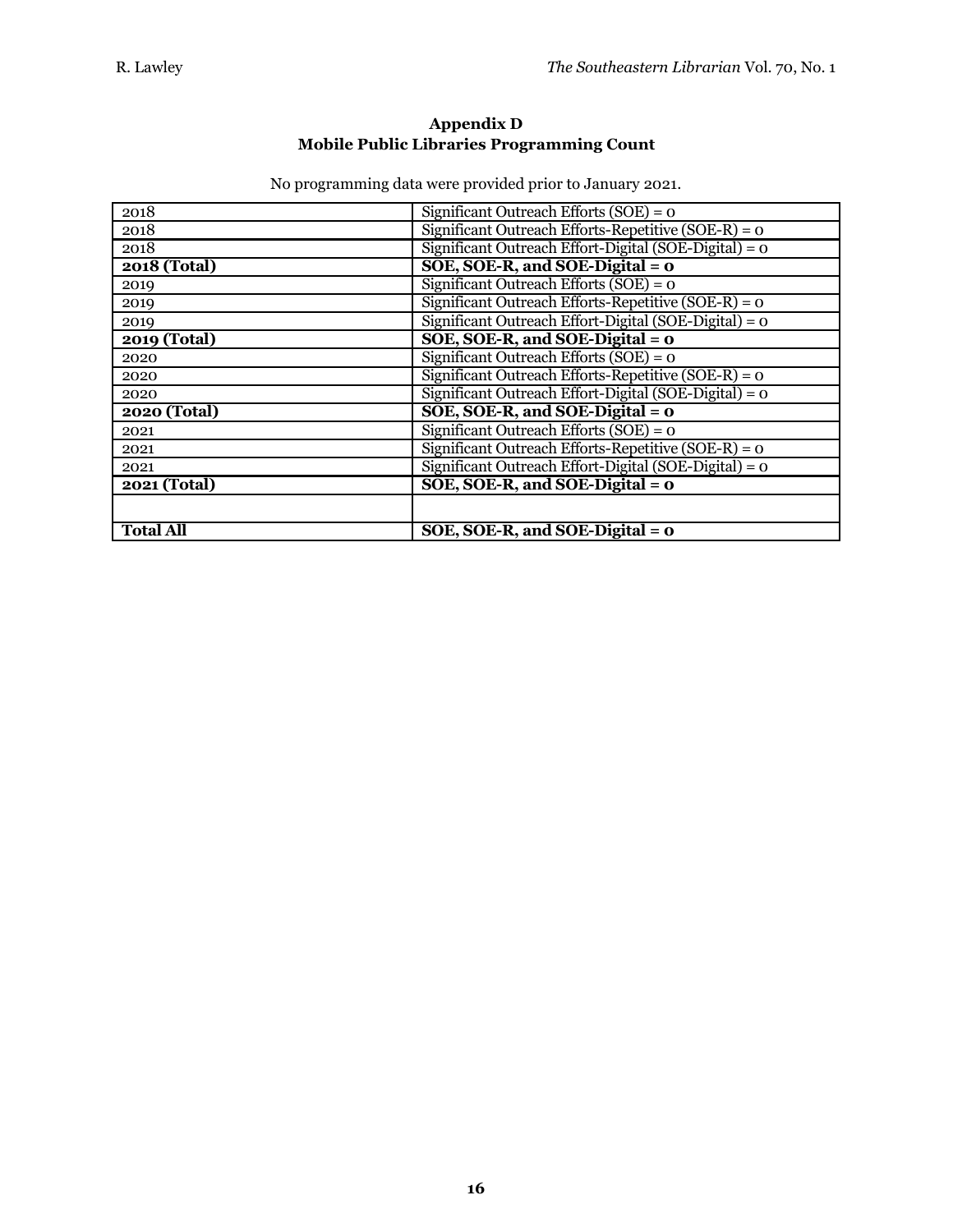**Appendix D**
**Mobile Public Libraries Programming Count**

No programming data were provided prior to January 2021.

| | |
|---|---|
| 2018 | Significant Outreach Efforts (SOE) = 0 |
| 2018 | Significant Outreach Efforts-Repetitive (SOE-R) = 0 |
| 2018 | Significant Outreach Effort-Digital (SOE-Digital) = 0 |
| **2018 (Total)** | **SOE, SOE-R, and SOE-Digital = 0** |
| 2019 | Significant Outreach Efforts (SOE) = 0 |
| 2019 | Significant Outreach Efforts-Repetitive (SOE-R) = 0 |
| 2019 | Significant Outreach Effort-Digital (SOE-Digital) = 0 |
| **2019 (Total)** | **SOE, SOE-R, and SOE-Digital = 0** |
| 2020 | Significant Outreach Efforts (SOE) = 0 |
| 2020 | Significant Outreach Efforts-Repetitive (SOE-R) = 0 |
| 2020 | Significant Outreach Effort-Digital (SOE-Digital) = 0 |
| **2020 (Total)** | **SOE, SOE-R, and SOE-Digital = 0** |
| 2021 | Significant Outreach Efforts (SOE) = 0 |
| 2021 | Significant Outreach Efforts-Repetitive (SOE-R) = 0 |
| 2021 | Significant Outreach Effort-Digital (SOE-Digital) = 0 |
| **2021 (Total)** | **SOE, SOE-R, and SOE-Digital = 0** |
| | |
| **Total All** | **SOE, SOE-R, and SOE-Digital = 0** |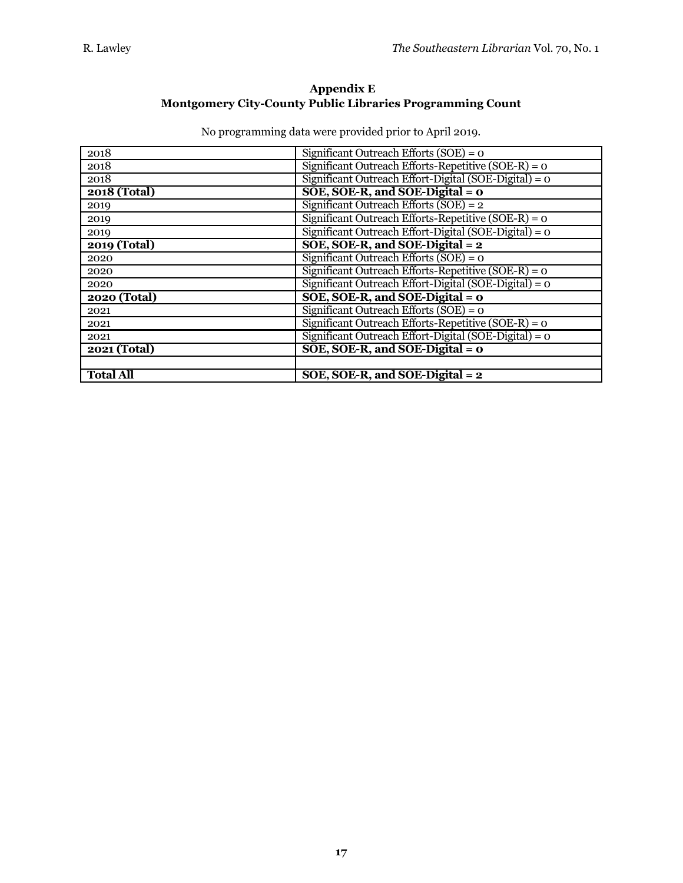**Appendix E**
**Montgomery City-County Public Libraries Programming Count**

No programming data were provided prior to April 2019.

| | |
|---|---|
| 2018 | Significant Outreach Efforts (SOE) = 0 |
| 2018 | Significant Outreach Efforts-Repetitive (SOE-R) = 0 |
| 2018 | Significant Outreach Effort-Digital (SOE-Digital) = 0 |
| **2018 (Total)** | **SOE, SOE-R, and SOE-Digital = 0** |
| 2019 | Significant Outreach Efforts (SOE) = 2 |
| 2019 | Significant Outreach Efforts-Repetitive (SOE-R) = 0 |
| 2019 | Significant Outreach Effort-Digital (SOE-Digital) = 0 |
| **2019 (Total)** | **SOE, SOE-R, and SOE-Digital = 2** |
| 2020 | Significant Outreach Efforts (SOE) = 0 |
| 2020 | Significant Outreach Efforts-Repetitive (SOE-R) = 0 |
| 2020 | Significant Outreach Effort-Digital (SOE-Digital) = 0 |
| **2020 (Total)** | **SOE, SOE-R, and SOE-Digital = 0** |
| 2021 | Significant Outreach Efforts (SOE) = 0 |
| 2021 | Significant Outreach Efforts-Repetitive (SOE-R) = 0 |
| 2021 | Significant Outreach Effort-Digital (SOE-Digital) = 0 |
| **2021 (Total)** | **SOE, SOE-R, and SOE-Digital = 0** |
| | |
| **Total All** | **SOE, SOE-R, and SOE-Digital = 2** |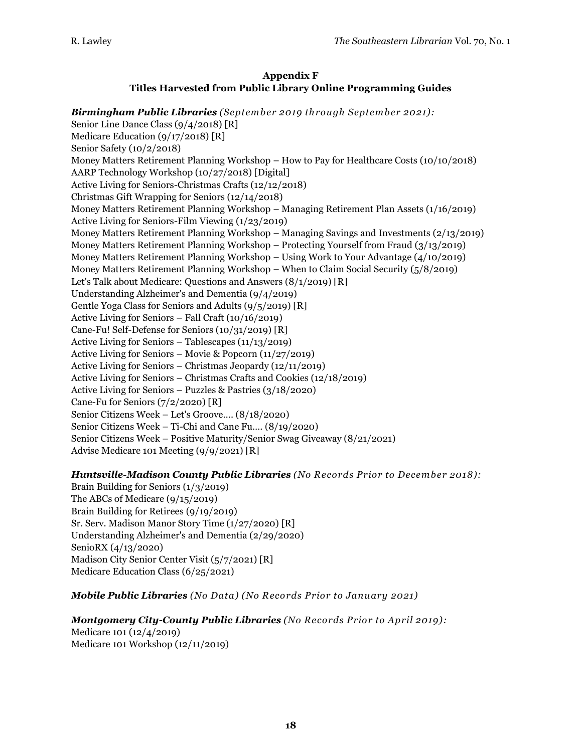## Appendix F
## Titles Harvested from Public Library Online Programming Guides

***Birmingham Public Libraries*** *(September 2019 through September 2021):*

Senior Line Dance Class (9/4/2018) [R]
Medicare Education (9/17/2018) [R]
Senior Safety (10/2/2018)
Money Matters Retirement Planning Workshop – How to Pay for Healthcare Costs (10/10/2018)
AARP Technology Workshop (10/27/2018) [Digital]
Active Living for Seniors-Christmas Crafts (12/12/2018)
Christmas Gift Wrapping for Seniors (12/14/2018)
Money Matters Retirement Planning Workshop – Managing Retirement Plan Assets (1/16/2019)
Active Living for Seniors-Film Viewing (1/23/2019)
Money Matters Retirement Planning Workshop – Managing Savings and Investments (2/13/2019)
Money Matters Retirement Planning Workshop – Protecting Yourself from Fraud (3/13/2019)
Money Matters Retirement Planning Workshop – Using Work to Your Advantage (4/10/2019)
Money Matters Retirement Planning Workshop – When to Claim Social Security (5/8/2019)
Let's Talk about Medicare: Questions and Answers (8/1/2019) [R]
Understanding Alzheimer's and Dementia (9/4/2019)
Gentle Yoga Class for Seniors and Adults (9/5/2019) [R]
Active Living for Seniors – Fall Craft (10/16/2019)
Cane-Fu! Self-Defense for Seniors (10/31/2019) [R]
Active Living for Seniors – Tablescapes (11/13/2019)
Active Living for Seniors – Movie & Popcorn (11/27/2019)
Active Living for Seniors – Christmas Jeopardy (12/11/2019)
Active Living for Seniors – Christmas Crafts and Cookies (12/18/2019)
Active Living for Seniors – Puzzles & Pastries (3/18/2020)
Cane-Fu for Seniors (7/2/2020) [R]
Senior Citizens Week – Let's Groove.... (8/18/2020)
Senior Citizens Week – Ti-Chi and Cane Fu.... (8/19/2020)
Senior Citizens Week – Positive Maturity/Senior Swag Giveaway (8/21/2021)
Advise Medicare 101 Meeting (9/9/2021) [R]

***Huntsville-Madison County Public Libraries*** *(No Records Prior to December 2018):*

Brain Building for Seniors (1/3/2019)
The ABCs of Medicare (9/15/2019)
Brain Building for Retirees (9/19/2019)
Sr. Serv. Madison Manor Story Time (1/27/2020) [R]
Understanding Alzheimer's and Dementia (2/29/2020)
SenioRX (4/13/2020)
Madison City Senior Center Visit (5/7/2021) [R]
Medicare Education Class (6/25/2021)

***Mobile Public Libraries*** *(No Data) (No Records Prior to January 2021)*

***Montgomery City-County Public Libraries*** *(No Records Prior to April 2019):*

Medicare 101 (12/4/2019)
Medicare 101 Workshop (12/11/2019)